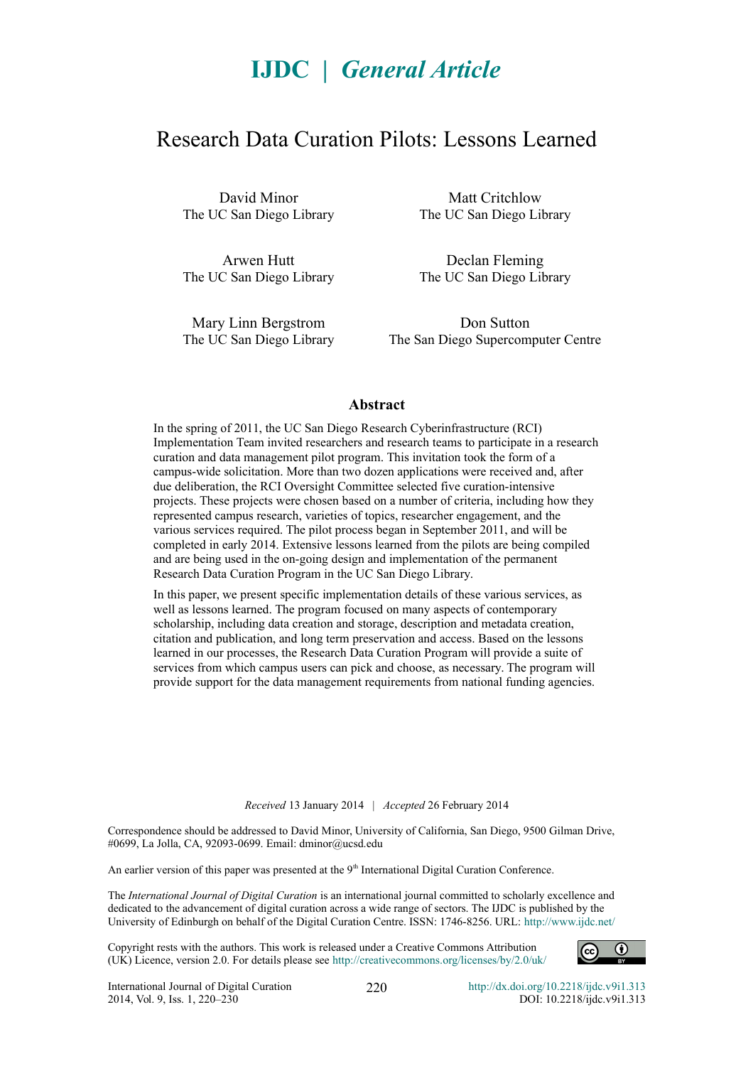# IJDC | *General Article*

# Research Data Curation Pilots: Lessons Learned

David Minor
The UC San Diego Library

Matt Critchlow
The UC San Diego Library

Arwen Hutt
The UC San Diego Library

Declan Fleming
The UC San Diego Library

Mary Linn Bergstrom
The UC San Diego Library

Don Sutton
The San Diego Supercomputer Centre

## Abstract

In the spring of 2011, the UC San Diego Research Cyberinfrastructure (RCI) Implementation Team invited researchers and research teams to participate in a research curation and data management pilot program. This invitation took the form of a campus-wide solicitation. More than two dozen applications were received and, after due deliberation, the RCI Oversight Committee selected five curation-intensive projects. These projects were chosen based on a number of criteria, including how they represented campus research, varieties of topics, researcher engagement, and the various services required. The pilot process began in September 2011, and will be completed in early 2014. Extensive lessons learned from the pilots are being compiled and are being used in the on-going design and implementation of the permanent Research Data Curation Program in the UC San Diego Library.

In this paper, we present specific implementation details of these various services, as well as lessons learned. The program focused on many aspects of contemporary scholarship, including data creation and storage, description and metadata creation, citation and publication, and long term preservation and access. Based on the lessons learned in our processes, the Research Data Curation Program will provide a suite of services from which campus users can pick and choose, as necessary. The program will provide support for the data management requirements from national funding agencies.

*Received* 13 January 2014 | *Accepted* 26 February 2014

Correspondence should be addressed to David Minor, University of California, San Diego, 9500 Gilman Drive, #0699, La Jolla, CA, 92093-0699. Email: dminor@ucsd.edu

An earlier version of this paper was presented at the 9th International Digital Curation Conference.

The *International Journal of Digital Curation* is an international journal committed to scholarly excellence and dedicated to the advancement of digital curation across a wide range of sectors. The IJDC is published by the University of Edinburgh on behalf of the Digital Curation Centre. ISSN: 1746-8256. URL: http://www.ijdc.net/

Copyright rests with the authors. This work is released under a Creative Commons Attribution (UK) Licence, version 2.0. For details please see http://creativecommons.org/licenses/by/2.0/uk/

http://dx.doi.org/10.2218/ijdc.v9i1.313
DOI: 10.2218/ijdc.v9i1.313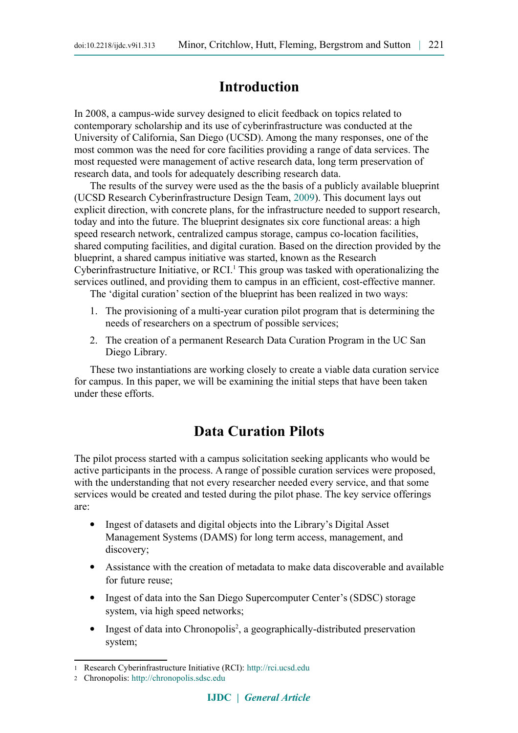# Introduction

In 2008, a campus-wide survey designed to elicit feedback on topics related to contemporary scholarship and its use of cyberinfrastructure was conducted at the University of California, San Diego (UCSD). Among the many responses, one of the most common was the need for core facilities providing a range of data services. The most requested were management of active research data, long term preservation of research data, and tools for adequately describing research data.

The results of the survey were used as the the basis of a publicly available blueprint (UCSD Research Cyberinfrastructure Design Team, 2009). This document lays out explicit direction, with concrete plans, for the infrastructure needed to support research, today and into the future. The blueprint designates six core functional areas: a high speed research network, centralized campus storage, campus co-location facilities, shared computing facilities, and digital curation. Based on the direction provided by the blueprint, a shared campus initiative was started, known as the Research Cyberinfrastructure Initiative, or RCI.[1] This group was tasked with operationalizing the services outlined, and providing them to campus in an efficient, cost-effective manner.

The 'digital curation' section of the blueprint has been realized in two ways:

1. The provisioning of a multi-year curation pilot program that is determining the needs of researchers on a spectrum of possible services;
2. The creation of a permanent Research Data Curation Program in the UC San Diego Library.

These two instantiations are working closely to create a viable data curation service for campus. In this paper, we will be examining the initial steps that have been taken under these efforts.

# Data Curation Pilots

The pilot process started with a campus solicitation seeking applicants who would be active participants in the process. A range of possible curation services were proposed, with the understanding that not every researcher needed every service, and that some services would be created and tested during the pilot phase. The key service offerings are:

- Ingest of datasets and digital objects into the Library's Digital Asset Management Systems (DAMS) for long term access, management, and discovery;
- Assistance with the creation of metadata to make data discoverable and available for future reuse;
- Ingest of data into the San Diego Supercomputer Center's (SDSC) storage system, via high speed networks;
- Ingest of data into Chronopolis[2], a geographically-distributed preservation system;

[1] Research Cyberinfrastructure Initiative (RCI): http://rci.ucsd.edu

[2] Chronopolis: http://chronopolis.sdsc.edu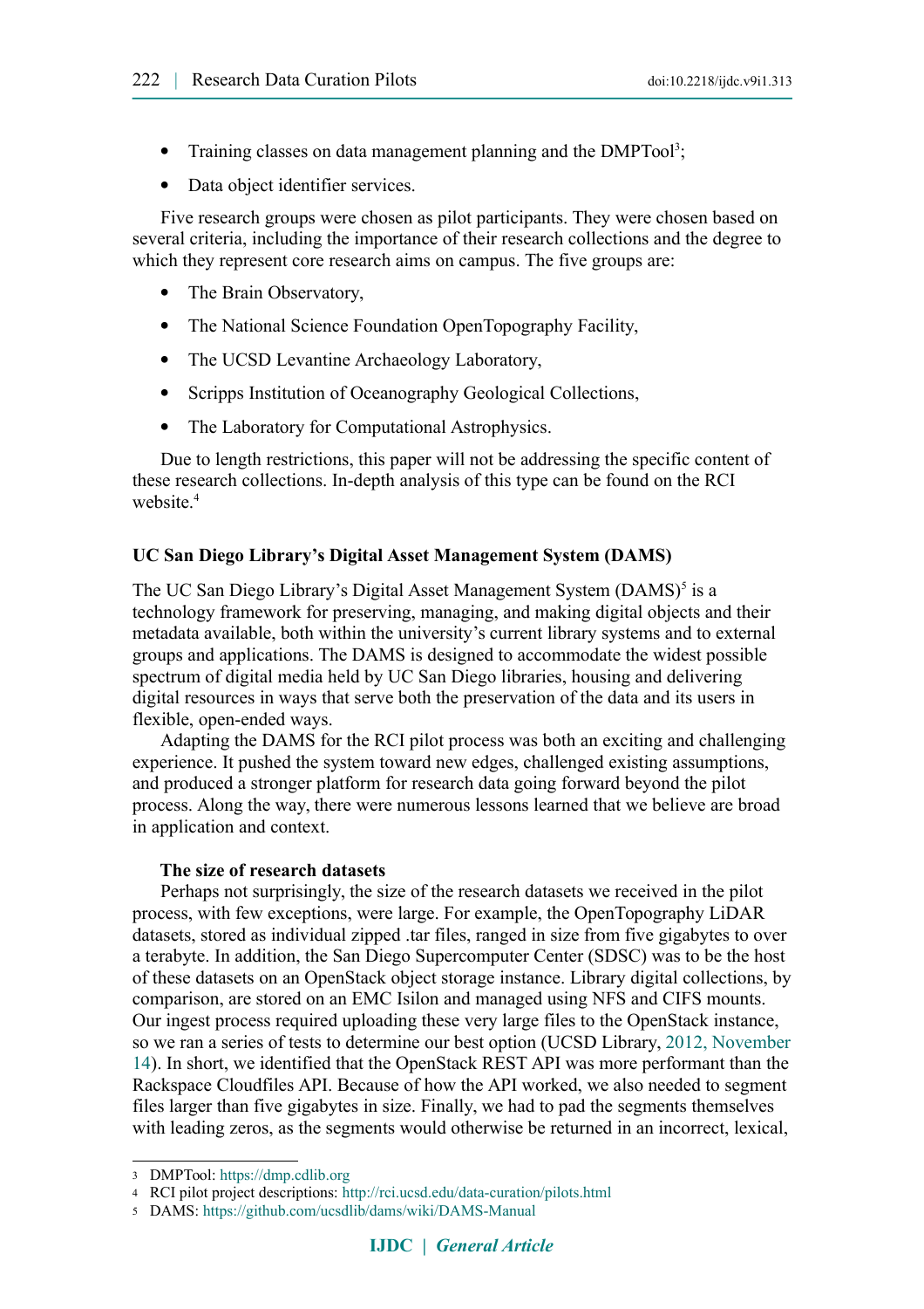- Training classes on data management planning and the DMPTool[3];
- Data object identifier services.

Five research groups were chosen as pilot participants. They were chosen based on several criteria, including the importance of their research collections and the degree to which they represent core research aims on campus. The five groups are:

- The Brain Observatory,
- The National Science Foundation OpenTopography Facility,
- The UCSD Levantine Archaeology Laboratory,
- Scripps Institution of Oceanography Geological Collections,
- The Laboratory for Computational Astrophysics.

Due to length restrictions, this paper will not be addressing the specific content of these research collections. In-depth analysis of this type can be found on the RCI website.[4]

### UC San Diego Library's Digital Asset Management System (DAMS)

The UC San Diego Library's Digital Asset Management System (DAMS)[5] is a technology framework for preserving, managing, and making digital objects and their metadata available, both within the university's current library systems and to external groups and applications. The DAMS is designed to accommodate the widest possible spectrum of digital media held by UC San Diego libraries, housing and delivering digital resources in ways that serve both the preservation of the data and its users in flexible, open-ended ways.

Adapting the DAMS for the RCI pilot process was both an exciting and challenging experience. It pushed the system toward new edges, challenged existing assumptions, and produced a stronger platform for research data going forward beyond the pilot process. Along the way, there were numerous lessons learned that we believe are broad in application and context.

#### The size of research datasets

Perhaps not surprisingly, the size of the research datasets we received in the pilot process, with few exceptions, were large. For example, the OpenTopography LiDAR datasets, stored as individual zipped .tar files, ranged in size from five gigabytes to over a terabyte. In addition, the San Diego Supercomputer Center (SDSC) was to be the host of these datasets on an OpenStack object storage instance. Library digital collections, by comparison, are stored on an EMC Isilon and managed using NFS and CIFS mounts. Our ingest process required uploading these very large files to the OpenStack instance, so we ran a series of tests to determine our best option (UCSD Library, 2012, November 14). In short, we identified that the OpenStack REST API was more performant than the Rackspace Cloudfiles API. Because of how the API worked, we also needed to segment files larger than five gigabytes in size. Finally, we had to pad the segments themselves with leading zeros, as the segments would otherwise be returned in an incorrect, lexical,

---

3 DMPTool: https://dmp.cdlib.org

4 RCI pilot project descriptions: http://rci.ucsd.edu/data-curation/pilots.html

5 DAMS: https://github.com/ucsdlib/dams/wiki/DAMS-Manual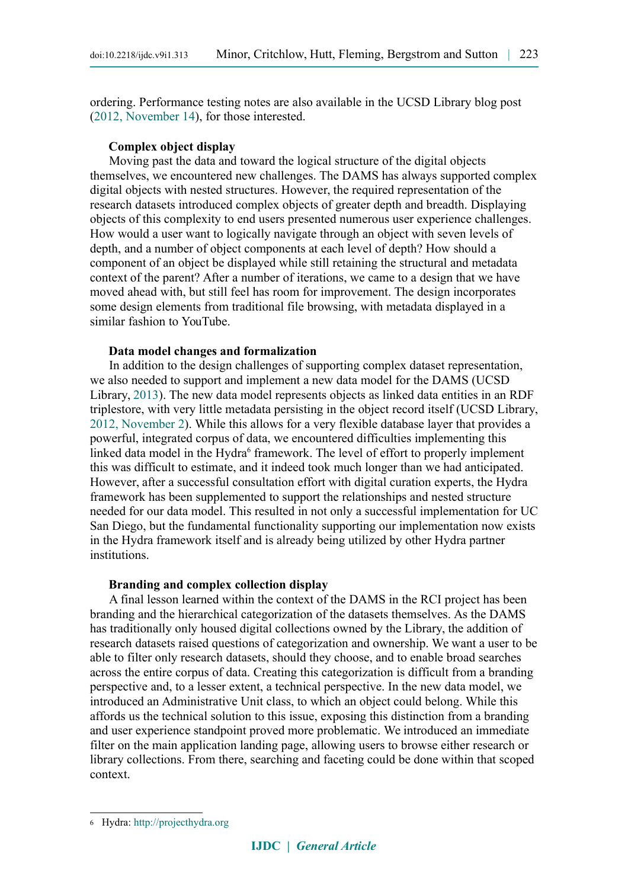ordering. Performance testing notes are also available in the UCSD Library blog post (2012, November 14), for those interested.

### Complex object display

Moving past the data and toward the logical structure of the digital objects themselves, we encountered new challenges. The DAMS has always supported complex digital objects with nested structures. However, the required representation of the research datasets introduced complex objects of greater depth and breadth. Displaying objects of this complexity to end users presented numerous user experience challenges. How would a user want to logically navigate through an object with seven levels of depth, and a number of object components at each level of depth? How should a component of an object be displayed while still retaining the structural and metadata context of the parent? After a number of iterations, we came to a design that we have moved ahead with, but still feel has room for improvement. The design incorporates some design elements from traditional file browsing, with metadata displayed in a similar fashion to YouTube.

### Data model changes and formalization

In addition to the design challenges of supporting complex dataset representation, we also needed to support and implement a new data model for the DAMS (UCSD Library, 2013). The new data model represents objects as linked data entities in an RDF triplestore, with very little metadata persisting in the object record itself (UCSD Library, 2012, November 2). While this allows for a very flexible database layer that provides a powerful, integrated corpus of data, we encountered difficulties implementing this linked data model in the Hydra[6] framework. The level of effort to properly implement this was difficult to estimate, and it indeed took much longer than we had anticipated. However, after a successful consultation effort with digital curation experts, the Hydra framework has been supplemented to support the relationships and nested structure needed for our data model. This resulted in not only a successful implementation for UC San Diego, but the fundamental functionality supporting our implementation now exists in the Hydra framework itself and is already being utilized by other Hydra partner institutions.

### Branding and complex collection display

A final lesson learned within the context of the DAMS in the RCI project has been branding and the hierarchical categorization of the datasets themselves. As the DAMS has traditionally only housed digital collections owned by the Library, the addition of research datasets raised questions of categorization and ownership. We want a user to be able to filter only research datasets, should they choose, and to enable broad searches across the entire corpus of data. Creating this categorization is difficult from a branding perspective and, to a lesser extent, a technical perspective. In the new data model, we introduced an Administrative Unit class, to which an object could belong. While this affords us the technical solution to this issue, exposing this distinction from a branding and user experience standpoint proved more problematic. We introduced an immediate filter on the main application landing page, allowing users to browse either research or library collections. From there, searching and faceting could be done within that scoped context.

---

[6] Hydra: http://projecthydra.org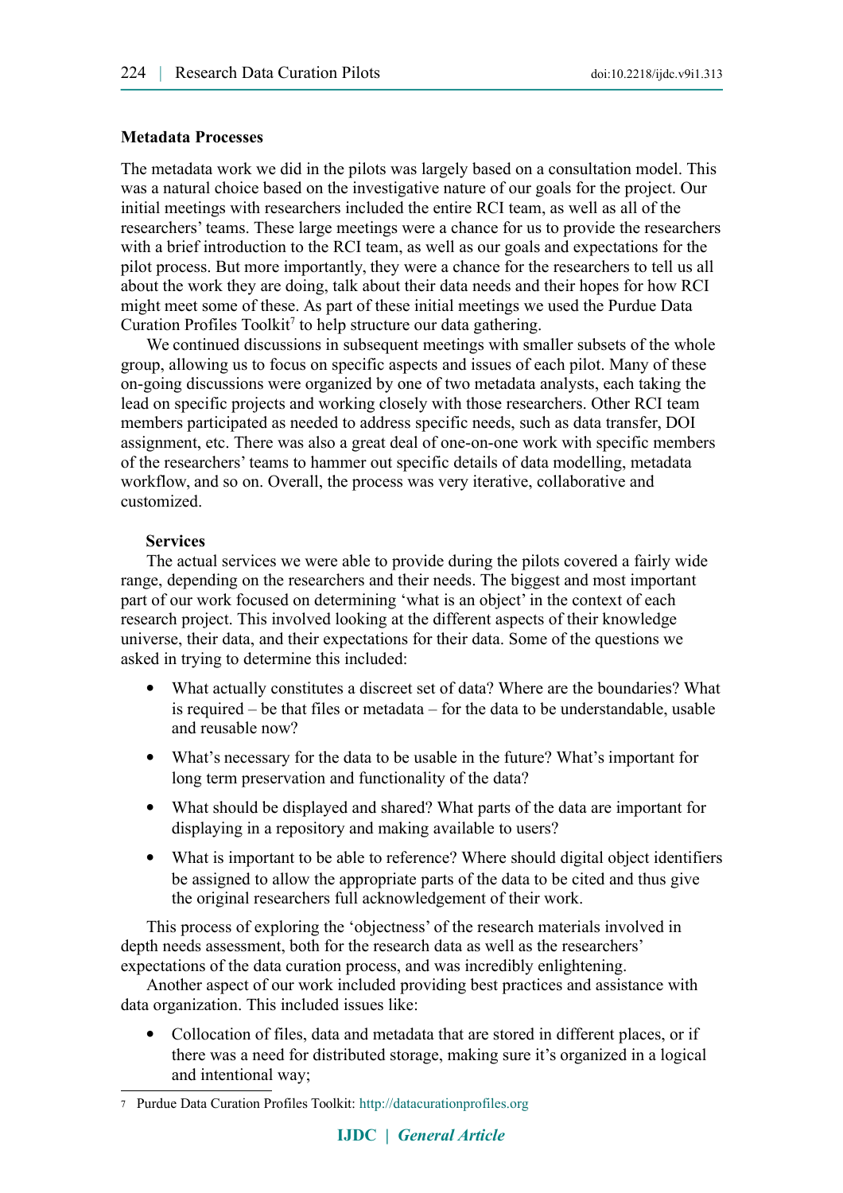### Metadata Processes

The metadata work we did in the pilots was largely based on a consultation model. This was a natural choice based on the investigative nature of our goals for the project. Our initial meetings with researchers included the entire RCI team, as well as all of the researchers' teams. These large meetings were a chance for us to provide the researchers with a brief introduction to the RCI team, as well as our goals and expectations for the pilot process. But more importantly, they were a chance for the researchers to tell us all about the work they are doing, talk about their data needs and their hopes for how RCI might meet some of these. As part of these initial meetings we used the Purdue Data Curation Profiles Toolkit[7] to help structure our data gathering.

We continued discussions in subsequent meetings with smaller subsets of the whole group, allowing us to focus on specific aspects and issues of each pilot. Many of these on-going discussions were organized by one of two metadata analysts, each taking the lead on specific projects and working closely with those researchers. Other RCI team members participated as needed to address specific needs, such as data transfer, DOI assignment, etc. There was also a great deal of one-on-one work with specific members of the researchers' teams to hammer out specific details of data modelling, metadata workflow, and so on. Overall, the process was very iterative, collaborative and customized.

#### Services

The actual services we were able to provide during the pilots covered a fairly wide range, depending on the researchers and their needs. The biggest and most important part of our work focused on determining 'what is an object' in the context of each research project. This involved looking at the different aspects of their knowledge universe, their data, and their expectations for their data. Some of the questions we asked in trying to determine this included:

- What actually constitutes a discreet set of data? Where are the boundaries? What is required – be that files or metadata – for the data to be understandable, usable and reusable now?
- What's necessary for the data to be usable in the future? What's important for long term preservation and functionality of the data?
- What should be displayed and shared? What parts of the data are important for displaying in a repository and making available to users?
- What is important to be able to reference? Where should digital object identifiers be assigned to allow the appropriate parts of the data to be cited and thus give the original researchers full acknowledgement of their work.

This process of exploring the 'objectness' of the research materials involved in depth needs assessment, both for the research data as well as the researchers' expectations of the data curation process, and was incredibly enlightening.

Another aspect of our work included providing best practices and assistance with data organization. This included issues like:

- Collocation of files, data and metadata that are stored in different places, or if there was a need for distributed storage, making sure it's organized in a logical and intentional way;

---

[7] Purdue Data Curation Profiles Toolkit: http://datacurationprofiles.org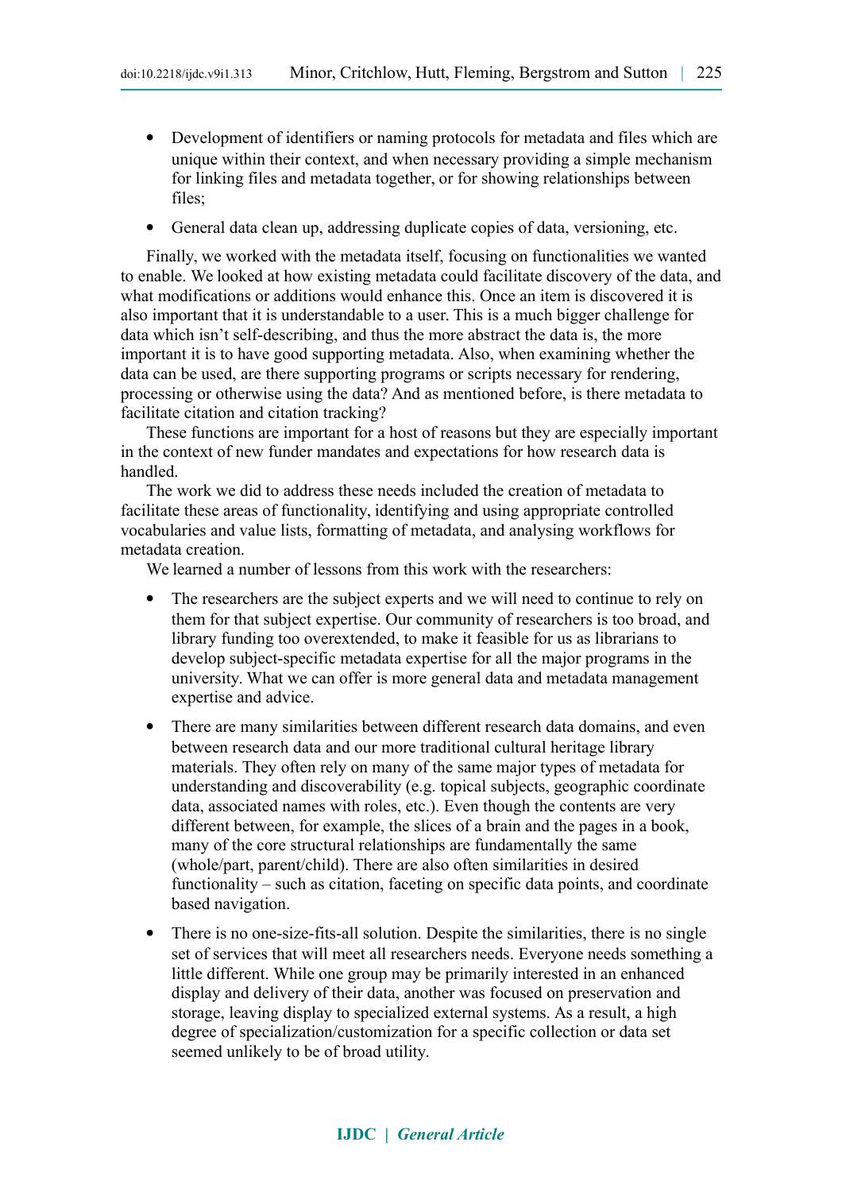- Development of identifiers or naming protocols for metadata and files which are unique within their context, and when necessary providing a simple mechanism for linking files and metadata together, or for showing relationships between files;
- General data clean up, addressing duplicate copies of data, versioning, etc.

Finally, we worked with the metadata itself, focusing on functionalities we wanted to enable. We looked at how existing metadata could facilitate discovery of the data, and what modifications or additions would enhance this. Once an item is discovered it is also important that it is understandable to a user. This is a much bigger challenge for data which isn't self-describing, and thus the more abstract the data is, the more important it is to have good supporting metadata. Also, when examining whether the data can be used, are there supporting programs or scripts necessary for rendering, processing or otherwise using the data? And as mentioned before, is there metadata to facilitate citation and citation tracking?

These functions are important for a host of reasons but they are especially important in the context of new funder mandates and expectations for how research data is handled.

The work we did to address these needs included the creation of metadata to facilitate these areas of functionality, identifying and using appropriate controlled vocabularies and value lists, formatting of metadata, and analysing workflows for metadata creation.

We learned a number of lessons from this work with the researchers:

- The researchers are the subject experts and we will need to continue to rely on them for that subject expertise. Our community of researchers is too broad, and library funding too overextended, to make it feasible for us as librarians to develop subject-specific metadata expertise for all the major programs in the university. What we can offer is more general data and metadata management expertise and advice.
- There are many similarities between different research data domains, and even between research data and our more traditional cultural heritage library materials. They often rely on many of the same major types of metadata for understanding and discoverability (e.g. topical subjects, geographic coordinate data, associated names with roles, etc.). Even though the contents are very different between, for example, the slices of a brain and the pages in a book, many of the core structural relationships are fundamentally the same (whole/part, parent/child). There are also often similarities in desired functionality – such as citation, faceting on specific data points, and coordinate based navigation.
- There is no one-size-fits-all solution. Despite the similarities, there is no single set of services that will meet all researchers needs. Everyone needs something a little different. While one group may be primarily interested in an enhanced display and delivery of their data, another was focused on preservation and storage, leaving display to specialized external systems. As a result, a high degree of specialization/customization for a specific collection or data set seemed unlikely to be of broad utility.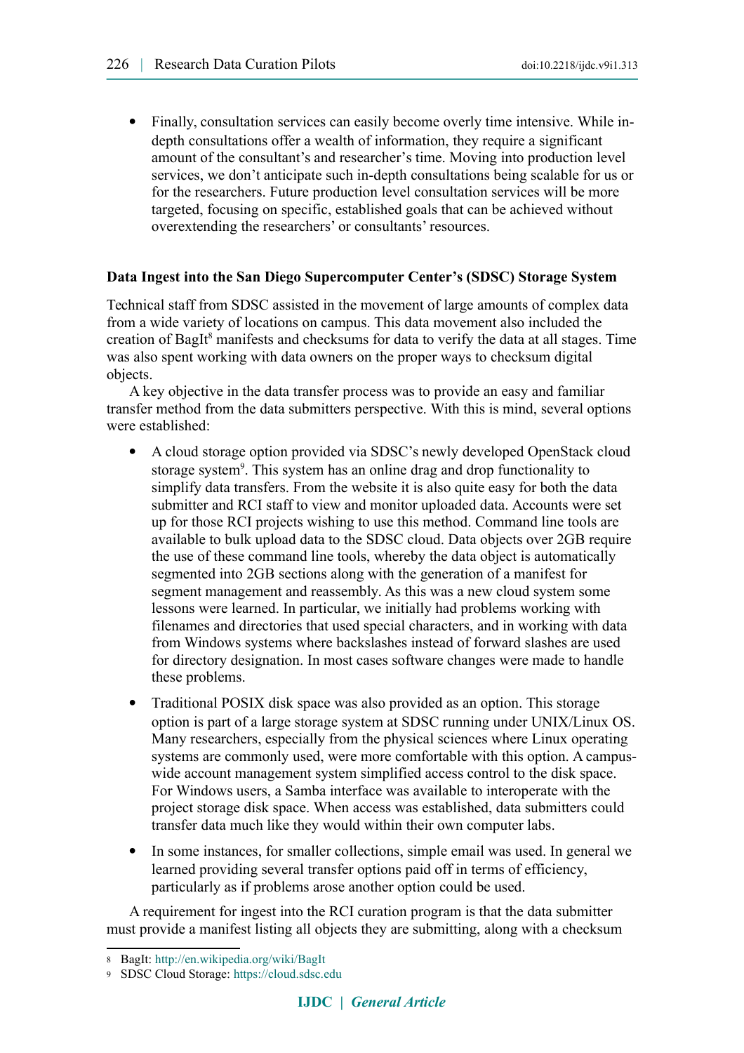- Finally, consultation services can easily become overly time intensive. While in-depth consultations offer a wealth of information, they require a significant amount of the consultant's and researcher's time. Moving into production level services, we don't anticipate such in-depth consultations being scalable for us or for the researchers. Future production level consultation services will be more targeted, focusing on specific, established goals that can be achieved without overextending the researchers' or consultants' resources.

**Data Ingest into the San Diego Supercomputer Center's (SDSC) Storage System**

Technical staff from SDSC assisted in the movement of large amounts of complex data from a wide variety of locations on campus. This data movement also included the creation of BagIt[8] manifests and checksums for data to verify the data at all stages. Time was also spent working with data owners on the proper ways to checksum digital objects.

A key objective in the data transfer process was to provide an easy and familiar transfer method from the data submitters perspective. With this is mind, several options were established:

- A cloud storage option provided via SDSC's newly developed OpenStack cloud storage system[9]. This system has an online drag and drop functionality to simplify data transfers. From the website it is also quite easy for both the data submitter and RCI staff to view and monitor uploaded data. Accounts were set up for those RCI projects wishing to use this method. Command line tools are available to bulk upload data to the SDSC cloud. Data objects over 2GB require the use of these command line tools, whereby the data object is automatically segmented into 2GB sections along with the generation of a manifest for segment management and reassembly. As this was a new cloud system some lessons were learned. In particular, we initially had problems working with filenames and directories that used special characters, and in working with data from Windows systems where backslashes instead of forward slashes are used for directory designation. In most cases software changes were made to handle these problems.
- Traditional POSIX disk space was also provided as an option. This storage option is part of a large storage system at SDSC running under UNIX/Linux OS. Many researchers, especially from the physical sciences where Linux operating systems are commonly used, were more comfortable with this option. A campus-wide account management system simplified access control to the disk space. For Windows users, a Samba interface was available to interoperate with the project storage disk space. When access was established, data submitters could transfer data much like they would within their own computer labs.
- In some instances, for smaller collections, simple email was used. In general we learned providing several transfer options paid off in terms of efficiency, particularly as if problems arose another option could be used.

A requirement for ingest into the RCI curation program is that the data submitter must provide a manifest listing all objects they are submitting, along with a checksum

---

8 BagIt: http://en.wikipedia.org/wiki/BagIt

9 SDSC Cloud Storage: https://cloud.sdsc.edu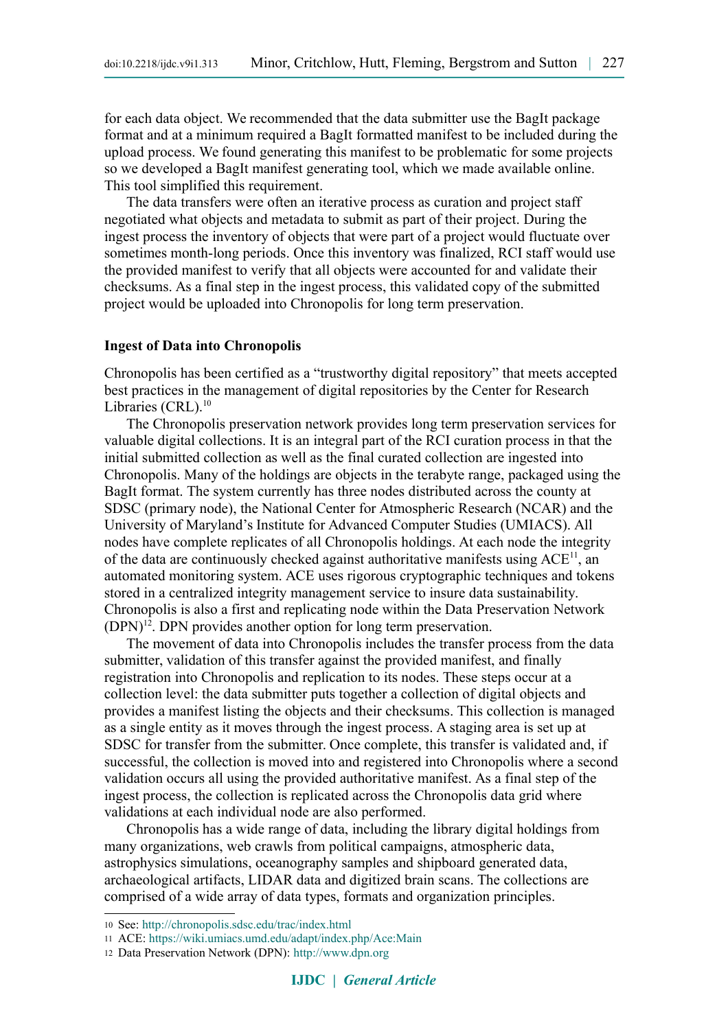for each data object. We recommended that the data submitter use the BagIt package format and at a minimum required a BagIt formatted manifest to be included during the upload process. We found generating this manifest to be problematic for some projects so we developed a BagIt manifest generating tool, which we made available online. This tool simplified this requirement.

The data transfers were often an iterative process as curation and project staff negotiated what objects and metadata to submit as part of their project. During the ingest process the inventory of objects that were part of a project would fluctuate over sometimes month-long periods. Once this inventory was finalized, RCI staff would use the provided manifest to verify that all objects were accounted for and validate their checksums. As a final step in the ingest process, this validated copy of the submitted project would be uploaded into Chronopolis for long term preservation.

**Ingest of Data into Chronopolis**

Chronopolis has been certified as a "trustworthy digital repository" that meets accepted best practices in the management of digital repositories by the Center for Research Libraries (CRL).[10]

The Chronopolis preservation network provides long term preservation services for valuable digital collections. It is an integral part of the RCI curation process in that the initial submitted collection as well as the final curated collection are ingested into Chronopolis. Many of the holdings are objects in the terabyte range, packaged using the BagIt format. The system currently has three nodes distributed across the county at SDSC (primary node), the National Center for Atmospheric Research (NCAR) and the University of Maryland's Institute for Advanced Computer Studies (UMIACS). All nodes have complete replicates of all Chronopolis holdings. At each node the integrity of the data are continuously checked against authoritative manifests using ACE[11], an automated monitoring system. ACE uses rigorous cryptographic techniques and tokens stored in a centralized integrity management service to insure data sustainability. Chronopolis is also a first and replicating node within the Data Preservation Network (DPN)[12]. DPN provides another option for long term preservation.

The movement of data into Chronopolis includes the transfer process from the data submitter, validation of this transfer against the provided manifest, and finally registration into Chronopolis and replication to its nodes. These steps occur at a collection level: the data submitter puts together a collection of digital objects and provides a manifest listing the objects and their checksums. This collection is managed as a single entity as it moves through the ingest process. A staging area is set up at SDSC for transfer from the submitter. Once complete, this transfer is validated and, if successful, the collection is moved into and registered into Chronopolis where a second validation occurs all using the provided authoritative manifest. As a final step of the ingest process, the collection is replicated across the Chronopolis data grid where validations at each individual node are also performed.

Chronopolis has a wide range of data, including the library digital holdings from many organizations, web crawls from political campaigns, atmospheric data, astrophysics simulations, oceanography samples and shipboard generated data, archaeological artifacts, LIDAR data and digitized brain scans. The collections are comprised of a wide array of data types, formats and organization principles.

---

10 See: http://chronopolis.sdsc.edu/trac/index.html

11 ACE: https://wiki.umiacs.umd.edu/adapt/index.php/Ace:Main

12 Data Preservation Network (DPN): http://www.dpn.org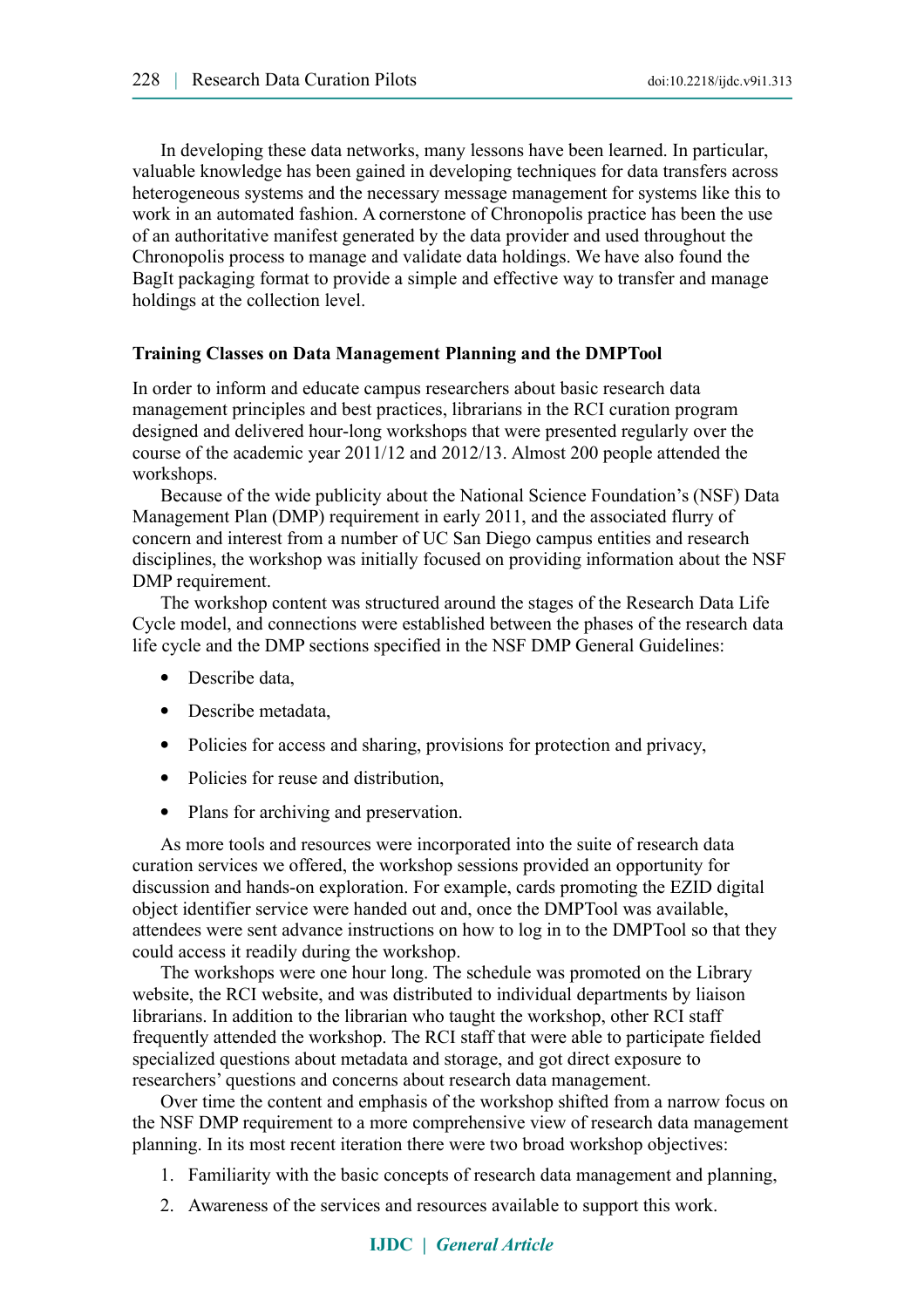In developing these data networks, many lessons have been learned. In particular, valuable knowledge has been gained in developing techniques for data transfers across heterogeneous systems and the necessary message management for systems like this to work in an automated fashion. A cornerstone of Chronopolis practice has been the use of an authoritative manifest generated by the data provider and used throughout the Chronopolis process to manage and validate data holdings. We have also found the BagIt packaging format to provide a simple and effective way to transfer and manage holdings at the collection level.

### Training Classes on Data Management Planning and the DMPTool

In order to inform and educate campus researchers about basic research data management principles and best practices, librarians in the RCI curation program designed and delivered hour-long workshops that were presented regularly over the course of the academic year 2011/12 and 2012/13. Almost 200 people attended the workshops.

Because of the wide publicity about the National Science Foundation's (NSF) Data Management Plan (DMP) requirement in early 2011, and the associated flurry of concern and interest from a number of UC San Diego campus entities and research disciplines, the workshop was initially focused on providing information about the NSF DMP requirement.

The workshop content was structured around the stages of the Research Data Life Cycle model, and connections were established between the phases of the research data life cycle and the DMP sections specified in the NSF DMP General Guidelines:

- Describe data,
- Describe metadata,
- Policies for access and sharing, provisions for protection and privacy,
- Policies for reuse and distribution,
- Plans for archiving and preservation.

As more tools and resources were incorporated into the suite of research data curation services we offered, the workshop sessions provided an opportunity for discussion and hands-on exploration. For example, cards promoting the EZID digital object identifier service were handed out and, once the DMPTool was available, attendees were sent advance instructions on how to log in to the DMPTool so that they could access it readily during the workshop.

The workshops were one hour long. The schedule was promoted on the Library website, the RCI website, and was distributed to individual departments by liaison librarians. In addition to the librarian who taught the workshop, other RCI staff frequently attended the workshop. The RCI staff that were able to participate fielded specialized questions about metadata and storage, and got direct exposure to researchers' questions and concerns about research data management.

Over time the content and emphasis of the workshop shifted from a narrow focus on the NSF DMP requirement to a more comprehensive view of research data management planning. In its most recent iteration there were two broad workshop objectives:

1. Familiarity with the basic concepts of research data management and planning,
2. Awareness of the services and resources available to support this work.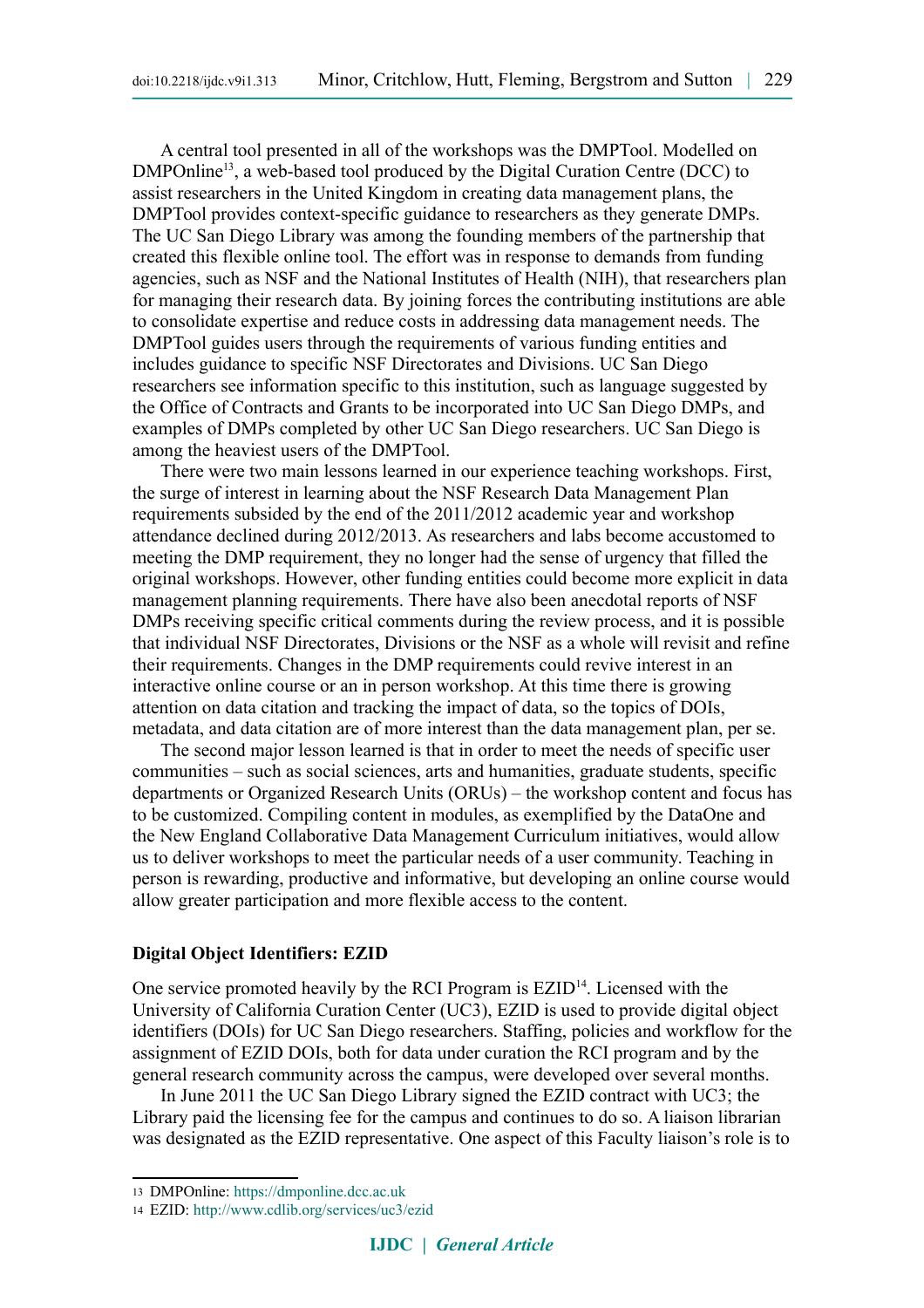A central tool presented in all of the workshops was the DMPTool. Modelled on DMPOnline[13], a web-based tool produced by the Digital Curation Centre (DCC) to assist researchers in the United Kingdom in creating data management plans, the DMPTool provides context-specific guidance to researchers as they generate DMPs. The UC San Diego Library was among the founding members of the partnership that created this flexible online tool. The effort was in response to demands from funding agencies, such as NSF and the National Institutes of Health (NIH), that researchers plan for managing their research data. By joining forces the contributing institutions are able to consolidate expertise and reduce costs in addressing data management needs. The DMPTool guides users through the requirements of various funding entities and includes guidance to specific NSF Directorates and Divisions. UC San Diego researchers see information specific to this institution, such as language suggested by the Office of Contracts and Grants to be incorporated into UC San Diego DMPs, and examples of DMPs completed by other UC San Diego researchers. UC San Diego is among the heaviest users of the DMPTool.

There were two main lessons learned in our experience teaching workshops. First, the surge of interest in learning about the NSF Research Data Management Plan requirements subsided by the end of the 2011/2012 academic year and workshop attendance declined during 2012/2013. As researchers and labs become accustomed to meeting the DMP requirement, they no longer had the sense of urgency that filled the original workshops. However, other funding entities could become more explicit in data management planning requirements. There have also been anecdotal reports of NSF DMPs receiving specific critical comments during the review process, and it is possible that individual NSF Directorates, Divisions or the NSF as a whole will revisit and refine their requirements. Changes in the DMP requirements could revive interest in an interactive online course or an in person workshop. At this time there is growing attention on data citation and tracking the impact of data, so the topics of DOIs, metadata, and data citation are of more interest than the data management plan, per se.

The second major lesson learned is that in order to meet the needs of specific user communities – such as social sciences, arts and humanities, graduate students, specific departments or Organized Research Units (ORUs) – the workshop content and focus has to be customized. Compiling content in modules, as exemplified by the DataOne and the New England Collaborative Data Management Curriculum initiatives, would allow us to deliver workshops to meet the particular needs of a user community. Teaching in person is rewarding, productive and informative, but developing an online course would allow greater participation and more flexible access to the content.

### Digital Object Identifiers: EZID

One service promoted heavily by the RCI Program is EZID[14]. Licensed with the University of California Curation Center (UC3), EZID is used to provide digital object identifiers (DOIs) for UC San Diego researchers. Staffing, policies and workflow for the assignment of EZID DOIs, both for data under curation the RCI program and by the general research community across the campus, were developed over several months.

In June 2011 the UC San Diego Library signed the EZID contract with UC3; the Library paid the licensing fee for the campus and continues to do so. A liaison librarian was designated as the EZID representative. One aspect of this Faculty liaison's role is to

---

13 DMPOnline: https://dmponline.dcc.ac.uk

14 EZID: http://www.cdlib.org/services/uc3/ezid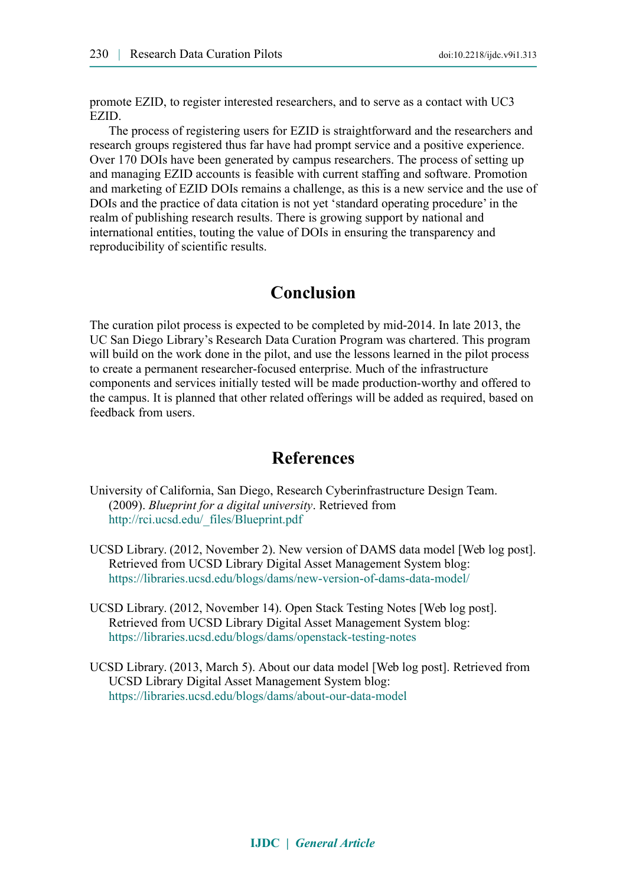promote EZID, to register interested researchers, and to serve as a contact with UC3 EZID.

The process of registering users for EZID is straightforward and the researchers and research groups registered thus far have had prompt service and a positive experience. Over 170 DOIs have been generated by campus researchers. The process of setting up and managing EZID accounts is feasible with current staffing and software. Promotion and marketing of EZID DOIs remains a challenge, as this is a new service and the use of DOIs and the practice of data citation is not yet 'standard operating procedure' in the realm of publishing research results. There is growing support by national and international entities, touting the value of DOIs in ensuring the transparency and reproducibility of scientific results.

## Conclusion

The curation pilot process is expected to be completed by mid-2014. In late 2013, the UC San Diego Library's Research Data Curation Program was chartered. This program will build on the work done in the pilot, and use the lessons learned in the pilot process to create a permanent researcher-focused enterprise. Much of the infrastructure components and services initially tested will be made production-worthy and offered to the campus. It is planned that other related offerings will be added as required, based on feedback from users.

## References

University of California, San Diego, Research Cyberinfrastructure Design Team. (2009). *Blueprint for a digital university*. Retrieved from http://rci.ucsd.edu/_files/Blueprint.pdf

UCSD Library. (2012, November 2). New version of DAMS data model [Web log post]. Retrieved from UCSD Library Digital Asset Management System blog: https://libraries.ucsd.edu/blogs/dams/new-version-of-dams-data-model/

UCSD Library. (2012, November 14). Open Stack Testing Notes [Web log post]. Retrieved from UCSD Library Digital Asset Management System blog: https://libraries.ucsd.edu/blogs/dams/openstack-testing-notes

UCSD Library. (2013, March 5). About our data model [Web log post]. Retrieved from UCSD Library Digital Asset Management System blog: https://libraries.ucsd.edu/blogs/dams/about-our-data-model